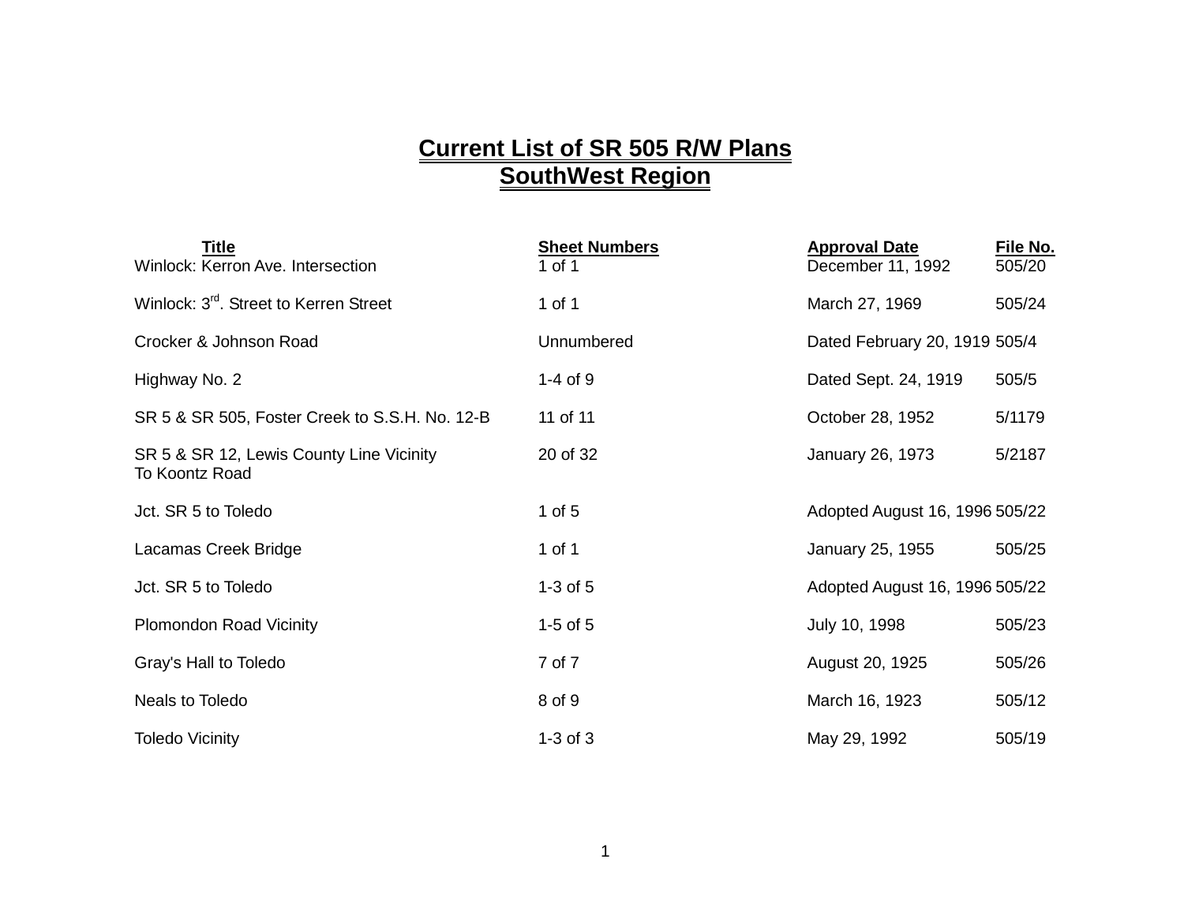# Current List of SR 505 R/W Plans
# SouthWest Region

| Title | Sheet Numbers | Approval Date | File No. |
|---|---|---|---|
| Winlock: Kerron Ave. Intersection | 1 of 1 | December 11, 1992 | 505/20 |
| Winlock: 3rd. Street to Kerren Street | 1 of 1 | March 27, 1969 | 505/24 |
| Crocker & Johnson Road | Unnumbered | Dated February 20, 1919 | 505/4 |
| Highway No. 2 | 1-4 of 9 | Dated Sept. 24, 1919 | 505/5 |
| SR 5 & SR 505, Foster Creek to S.S.H. No. 12-B | 11 of 11 | October 28, 1952 | 5/1179 |
| SR 5 & SR 12, Lewis County Line Vicinity To Koontz Road | 20 of 32 | January 26, 1973 | 5/2187 |
| Jct. SR 5 to Toledo | 1 of 5 | Adopted August 16, 1996 | 505/22 |
| Lacamas Creek Bridge | 1 of 1 | January 25, 1955 | 505/25 |
| Jct. SR 5 to Toledo | 1-3 of 5 | Adopted August 16, 1996 | 505/22 |
| Plomondon Road Vicinity | 1-5 of 5 | July 10, 1998 | 505/23 |
| Gray's Hall to Toledo | 7 of 7 | August 20, 1925 | 505/26 |
| Neals to Toledo | 8 of 9 | March 16, 1923 | 505/12 |
| Toledo Vicinity | 1-3 of 3 | May 29, 1992 | 505/19 |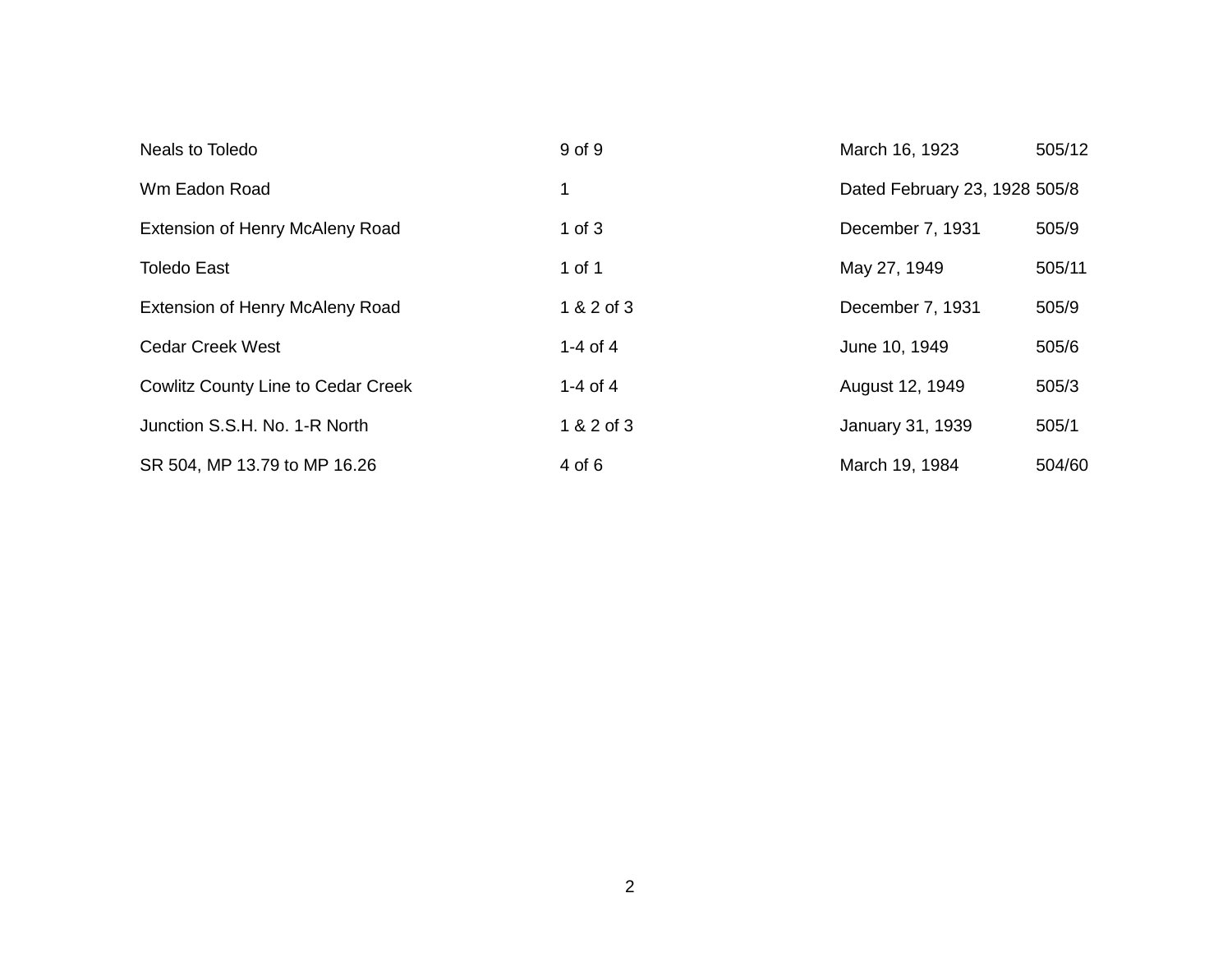| | | | |
|---|---|---|---|
| Neals to Toledo | 9 of 9 | March 16, 1923 | 505/12 |
| Wm Eadon Road | 1 | Dated February 23, 1928 | 505/8 |
| Extension of Henry McAleny Road | 1 of 3 | December 7, 1931 | 505/9 |
| Toledo East | 1 of 1 | May 27, 1949 | 505/11 |
| Extension of Henry McAleny Road | 1 & 2 of 3 | December 7, 1931 | 505/9 |
| Cedar Creek West | 1-4 of 4 | June 10, 1949 | 505/6 |
| Cowlitz County Line to Cedar Creek | 1-4 of 4 | August 12, 1949 | 505/3 |
| Junction S.S.H. No. 1-R North | 1 & 2 of 3 | January 31, 1939 | 505/1 |
| SR 504, MP 13.79 to MP 16.26 | 4 of 6 | March 19, 1984 | 504/60 |